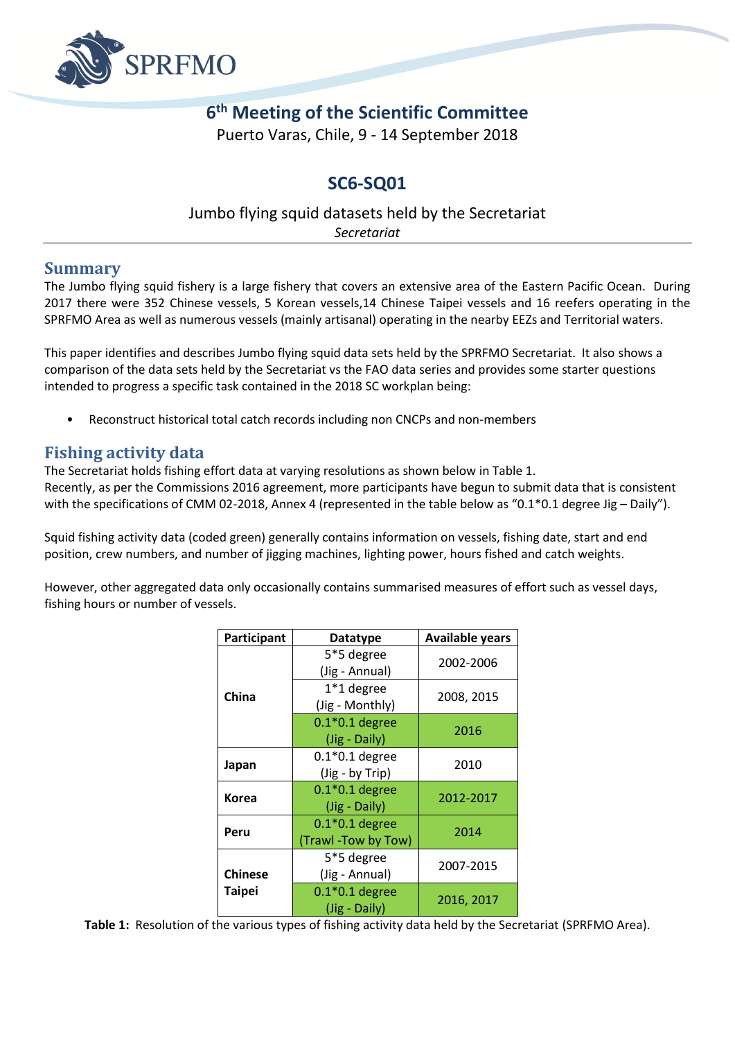SPRFMO

# 6th Meeting of the Scientific Committee

Puerto Varas, Chile, 9 - 14 September 2018

# SC6-SQ01

Jumbo flying squid datasets held by the Secretariat

*Secretariat*

## Summary

The Jumbo flying squid fishery is a large fishery that covers an extensive area of the Eastern Pacific Ocean. During 2017 there were 352 Chinese vessels, 5 Korean vessels,14 Chinese Taipei vessels and 16 reefers operating in the SPRFMO Area as well as numerous vessels (mainly artisanal) operating in the nearby EEZs and Territorial waters.

This paper identifies and describes Jumbo flying squid data sets held by the SPRFMO Secretariat. It also shows a comparison of the data sets held by the Secretariat vs the FAO data series and provides some starter questions intended to progress a specific task contained in the 2018 SC workplan being:

- Reconstruct historical total catch records including non CNCPs and non-members

## Fishing activity data

The Secretariat holds fishing effort data at varying resolutions as shown below in Table 1.
Recently, as per the Commissions 2016 agreement, more participants have begun to submit data that is consistent with the specifications of CMM 02-2018, Annex 4 (represented in the table below as "0.1*0.1 degree Jig – Daily").

Squid fishing activity data (coded green) generally contains information on vessels, fishing date, start and end position, crew numbers, and number of jigging machines, lighting power, hours fished and catch weights.

However, other aggregated data only occasionally contains summarised measures of effort such as vessel days, fishing hours or number of vessels.

| Participant | Datatype | Available years |
|---|---|---|
| **China** | 5*5 degree (Jig - Annual) | 2002-2006 |
| | 1*1 degree (Jig - Monthly) | 2008, 2015 |
| | 0.1*0.1 degree (Jig - Daily) | 2016 |
| **Japan** | 0.1*0.1 degree (Jig - by Trip) | 2010 |
| **Korea** | 0.1*0.1 degree (Jig - Daily) | 2012-2017 |
| **Peru** | 0.1*0.1 degree (Trawl -Tow by Tow) | 2014 |
| **Chinese Taipei** | 5*5 degree (Jig - Annual) | 2007-2015 |
| | 0.1*0.1 degree (Jig - Daily) | 2016, 2017 |

**Table 1:** Resolution of the various types of fishing activity data held by the Secretariat (SPRFMO Area).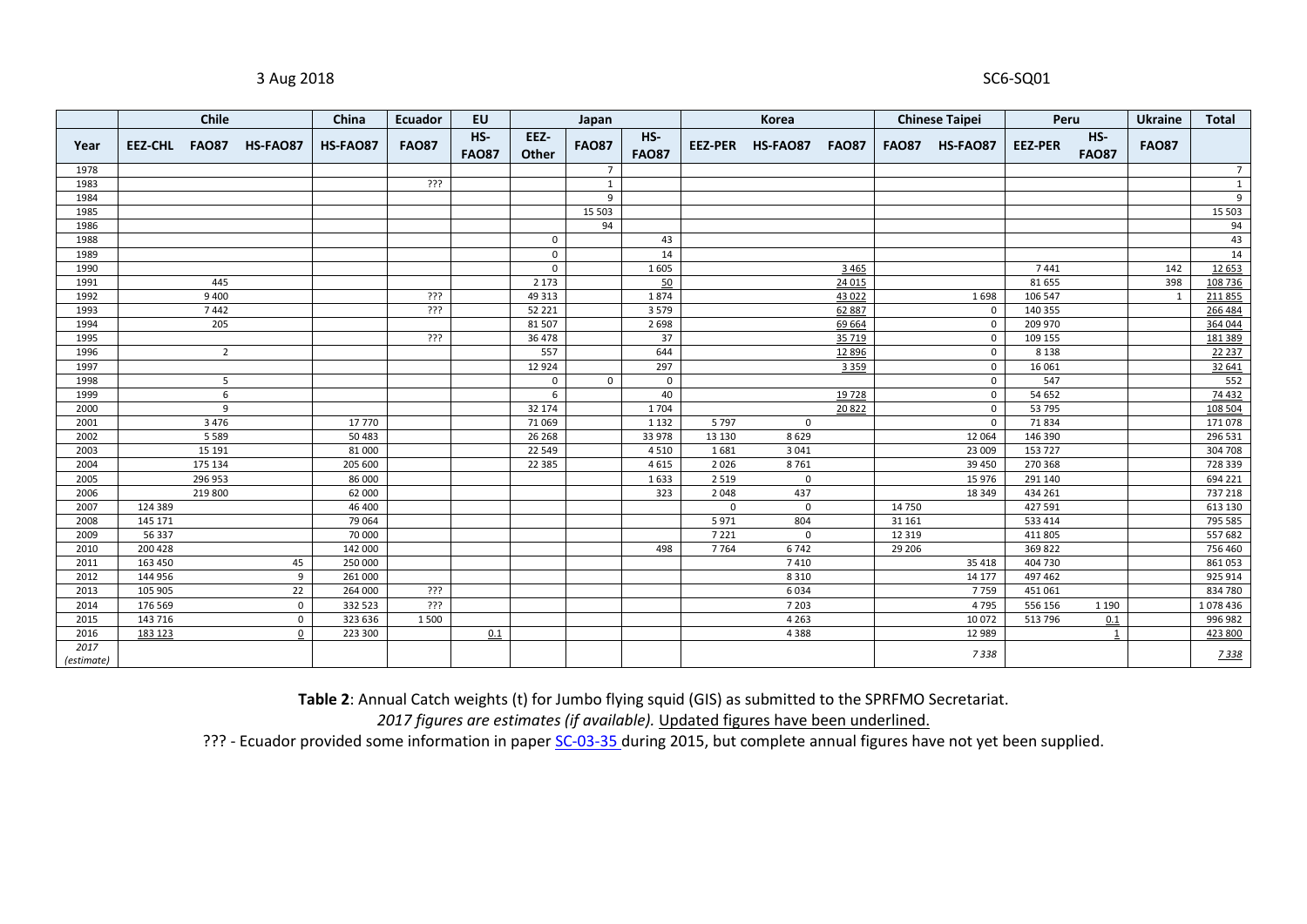| | Chile | | | China | Ecuador | EU | Japan | | | Korea | | | Chinese Taipei | | Peru | | Ukraine | Total |
|---|---|---|---|---|---|---|---|---|---|---|---|---|---|---|---|---|---|---|
| Year | EEZ-CHL | FAO87 | HS-FAO87 | HS-FAO87 | FAO87 | HS-FAO87 | EEZ-Other | FAO87 | HS-FAO87 | EEZ-PER | HS-FAO87 | FAO87 | FAO87 | HS-FAO87 | EEZ-PER | HS-FAO87 | FAO87 | |
| 1978 | | | | | | | | 7 | | | | | | | | | | 7 |
| 1983 | | | | | ??? | | | 1 | | | | | | | | | | 1 |
| 1984 | | | | | | | | 9 | | | | | | | | | | 9 |
| 1985 | | | | | | | | 15 503 | | | | | | | | | | 15 503 |
| 1986 | | | | | | | | 94 | | | | | | | | | | 94 |
| 1988 | | | | | | | 0 | | 43 | | | | | | | | | 43 |
| 1989 | | | | | | | 0 | | 14 | | | | | | | | | 14 |
| 1990 | | | | | | | 0 | | 1 605 | | | <u>3 465</u> | | | 7 441 | | 142 | <u>12 653</u> |
| 1991 | | 445 | | | | | 2 173 | | <u>50</u> | | | <u>24 015</u> | | | 81 655 | | 398 | <u>108 736</u> |
| 1992 | | 9 400 | | | ??? | | 49 313 | | 1 874 | | | <u>43 022</u> | | 1 698 | 106 547 | | 1 | <u>211 855</u> |
| 1993 | | 7 442 | | | ??? | | 52 221 | | 3 579 | | | <u>62 887</u> | | 0 | 140 355 | | | <u>266 484</u> |
| 1994 | | 205 | | | | | 81 507 | | 2 698 | | | <u>69 664</u> | | 0 | 209 970 | | | <u>364 044</u> |
| 1995 | | | | | ??? | | 36 478 | | 37 | | | <u>35 719</u> | | 0 | 109 155 | | | <u>181 389</u> |
| 1996 | | 2 | | | | | 557 | | 644 | | | <u>12 896</u> | | 0 | 8 138 | | | <u>22 237</u> |
| 1997 | | | | | | | 12 924 | | 297 | | | <u>3 359</u> | | 0 | 16 061 | | | <u>32 641</u> |
| 1998 | | 5 | | | | | 0 | 0 | 0 | | | | | 0 | 547 | | | 552 |
| 1999 | | 6 | | | | | 6 | | 40 | | | <u>19 728</u> | | 0 | 54 652 | | | <u>74 432</u> |
| 2000 | | 9 | | | | | 32 174 | | 1 704 | | | <u>20 822</u> | | 0 | 53 795 | | | <u>108 504</u> |
| 2001 | | 3 476 | | 17 770 | | | 71 069 | | 1 132 | 5 797 | 0 | | | 0 | 71 834 | | | 171 078 |
| 2002 | | 5 589 | | 50 483 | | | 26 268 | | 33 978 | 13 130 | 8 629 | | | 12 064 | 146 390 | | | 296 531 |
| 2003 | | 15 191 | | 81 000 | | | 22 549 | | 4 510 | 1 681 | 3 041 | | | 23 009 | 153 727 | | | 304 708 |
| 2004 | | 175 134 | | 205 600 | | | 22 385 | | 4 615 | 2 026 | 8 761 | | | 39 450 | 270 368 | | | 728 339 |
| 2005 | | 296 953 | | 86 000 | | | | | 1 633 | 2 519 | 0 | | | 15 976 | 291 140 | | | 694 221 |
| 2006 | | 219 800 | | 62 000 | | | | | 323 | 2 048 | 437 | | | 18 349 | 434 261 | | | 737 218 |
| 2007 | 124 389 | | | 46 400 | | | | | | 0 | 0 | | 14 750 | | 427 591 | | | 613 130 |
| 2008 | 145 171 | | | 79 064 | | | | | | 5 971 | 804 | | 31 161 | | 533 414 | | | 795 585 |
| 2009 | 56 337 | | | 70 000 | | | | | | 7 221 | 0 | | 12 319 | | 411 805 | | | 557 682 |
| 2010 | 200 428 | | | 142 000 | | | | | 498 | 7 764 | 6 742 | | 29 206 | | 369 822 | | | 756 460 |
| 2011 | 163 450 | | 45 | 250 000 | | | | | | | 7 410 | | | 35 418 | 404 730 | | | 861 053 |
| 2012 | 144 956 | | 9 | 261 000 | | | | | | | 8 310 | | | 14 177 | 497 462 | | | 925 914 |
| 2013 | 105 905 | | 22 | 264 000 | ??? | | | | | | 6 034 | | | 7 759 | 451 061 | | | 834 780 |
| 2014 | 176 569 | | 0 | 332 523 | ??? | | | | | | 7 203 | | | 4 795 | 556 156 | 1 190 | | 1 078 436 |
| 2015 | 143 716 | | 0 | 323 636 | 1 500 | | | | | | 4 263 | | | 10 072 | 513 796 | <u>0.1</u> | | 996 982 |
| 2016 | <u>183 123</u> | | <u>0</u> | 223 300 | | <u>0.1</u> | | | | | 4 388 | | | 12 989 | | <u>1</u> | | <u>423 800</u> |
| *2017 (estimate)* | | | | | | | | | | | | | | *7 338* | | | | <u>*7 338*</u> |

**Table 2**: Annual Catch weights (t) for Jumbo flying squid (GIS) as submitted to the SPRFMO Secretariat.

*2017 figures are estimates (if available).* <u>Updated figures have been underlined.</u>

??? - Ecuador provided some information in paper SC-03-35 during 2015, but complete annual figures have not yet been supplied.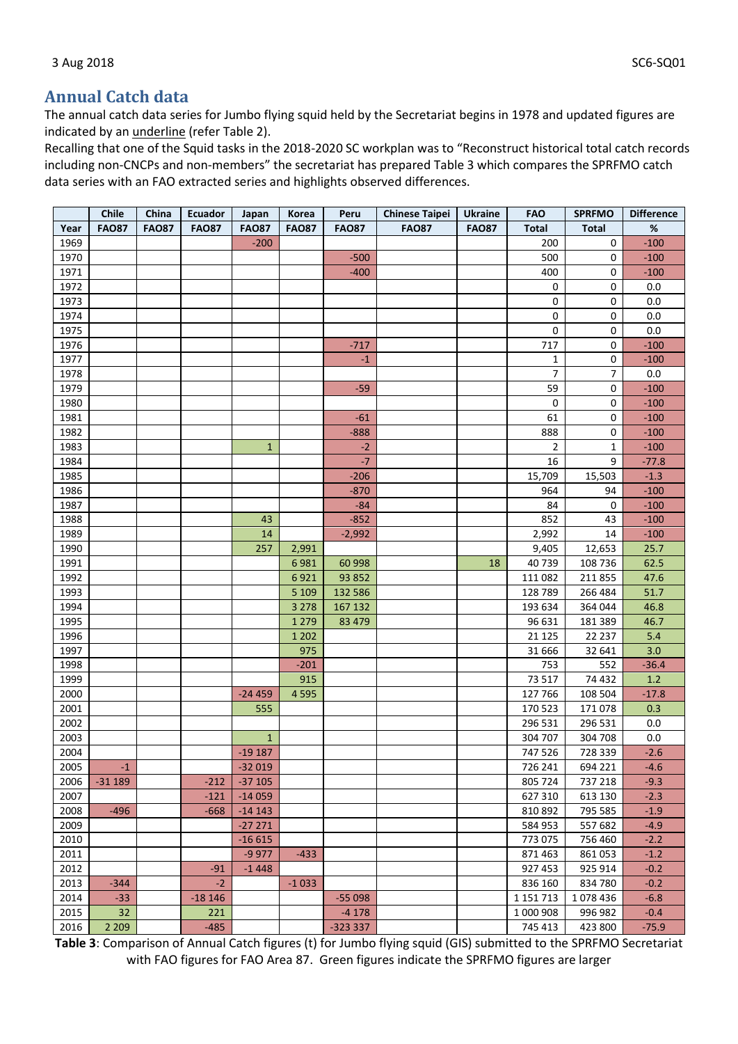## Annual Catch data

The annual catch data series for Jumbo flying squid held by the Secretariat begins in 1978 and updated figures are indicated by an <u>underline</u> (refer Table 2).

Recalling that one of the Squid tasks in the 2018-2020 SC workplan was to "Reconstruct historical total catch records including non-CNCPs and non-members" the secretariat has prepared Table 3 which compares the SPRFMO catch data series with an FAO extracted series and highlights observed differences.

| | Chile | China | Ecuador | Japan | Korea | Peru | Chinese Taipei | Ukraine | FAO | SPRFMO | Difference |
|---|---|---|---|---|---|---|---|---|---|---|---|
| Year | FAO87 | FAO87 | FAO87 | FAO87 | FAO87 | FAO87 | FAO87 | FAO87 | Total | Total | % |
| 1969 | | | | -200 | | | | | 200 | 0 | -100 |
| 1970 | | | | | | -500 | | | 500 | 0 | -100 |
| 1971 | | | | | | -400 | | | 400 | 0 | -100 |
| 1972 | | | | | | | | | 0 | 0 | 0.0 |
| 1973 | | | | | | | | | 0 | 0 | 0.0 |
| 1974 | | | | | | | | | 0 | 0 | 0.0 |
| 1975 | | | | | | | | | 0 | 0 | 0.0 |
| 1976 | | | | | | -717 | | | 717 | 0 | -100 |
| 1977 | | | | | | -1 | | | 1 | 0 | -100 |
| 1978 | | | | | | | | | 7 | 7 | 0.0 |
| 1979 | | | | | | -59 | | | 59 | 0 | -100 |
| 1980 | | | | | | | | | 0 | 0 | -100 |
| 1981 | | | | | | -61 | | | 61 | 0 | -100 |
| 1982 | | | | | | -888 | | | 888 | 0 | -100 |
| 1983 | | | | 1 | | -2 | | | 2 | 1 | -100 |
| 1984 | | | | | | -7 | | | 16 | 9 | -77.8 |
| 1985 | | | | | | -206 | | | 15,709 | 15,503 | -1.3 |
| 1986 | | | | | | -870 | | | 964 | 94 | -100 |
| 1987 | | | | | | -84 | | | 84 | 0 | -100 |
| 1988 | | | | 43 | | -852 | | | 852 | 43 | -100 |
| 1989 | | | | 14 | | -2,992 | | | 2,992 | 14 | -100 |
| 1990 | | | | 257 | 2,991 | | | | 9,405 | 12,653 | 25.7 |
| 1991 | | | | | 6 981 | 60 998 | | 18 | 40 739 | 108 736 | 62.5 |
| 1992 | | | | | 6 921 | 93 852 | | | 111 082 | 211 855 | 47.6 |
| 1993 | | | | | 5 109 | 132 586 | | | 128 789 | 266 484 | 51.7 |
| 1994 | | | | | 3 278 | 167 132 | | | 193 634 | 364 044 | 46.8 |
| 1995 | | | | | 1 279 | 83 479 | | | 96 631 | 181 389 | 46.7 |
| 1996 | | | | | 1 202 | | | | 21 125 | 22 237 | 5.4 |
| 1997 | | | | | 975 | | | | 31 666 | 32 641 | 3.0 |
| 1998 | | | | | -201 | | | | 753 | 552 | -36.4 |
| 1999 | | | | | 915 | | | | 73 517 | 74 432 | 1.2 |
| 2000 | | | | -24 459 | 4 595 | | | | 127 766 | 108 504 | -17.8 |
| 2001 | | | | 555 | | | | | 170 523 | 171 078 | 0.3 |
| 2002 | | | | | | | | | 296 531 | 296 531 | 0.0 |
| 2003 | | | | 1 | | | | | 304 707 | 304 708 | 0.0 |
| 2004 | | | | -19 187 | | | | | 747 526 | 728 339 | -2.6 |
| 2005 | -1 | | | -32 019 | | | | | 726 241 | 694 221 | -4.6 |
| 2006 | -31 189 | | -212 | -37 105 | | | | | 805 724 | 737 218 | -9.3 |
| 2007 | | | -121 | -14 059 | | | | | 627 310 | 613 130 | -2.3 |
| 2008 | -496 | | -668 | -14 143 | | | | | 810 892 | 795 585 | -1.9 |
| 2009 | | | | -27 271 | | | | | 584 953 | 557 682 | -4.9 |
| 2010 | | | | -16 615 | | | | | 773 075 | 756 460 | -2.2 |
| 2011 | | | | -9 977 | -433 | | | | 871 463 | 861 053 | -1.2 |
| 2012 | | | -91 | -1 448 | | | | | 927 453 | 925 914 | -0.2 |
| 2013 | -344 | | -2 | | -1 033 | | | | 836 160 | 834 780 | -0.2 |
| 2014 | -33 | | -18 146 | | | -55 098 | | | 1 151 713 | 1 078 436 | -6.8 |
| 2015 | 32 | | 221 | | | -4 178 | | | 1 000 908 | 996 982 | -0.4 |
| 2016 | 2 209 | | -485 | | | -323 337 | | | 745 413 | 423 800 | -75.9 |

**Table 3**: Comparison of Annual Catch figures (t) for Jumbo flying squid (GIS) submitted to the SPRFMO Secretariat with FAO figures for FAO Area 87. Green figures indicate the SPRFMO figures are larger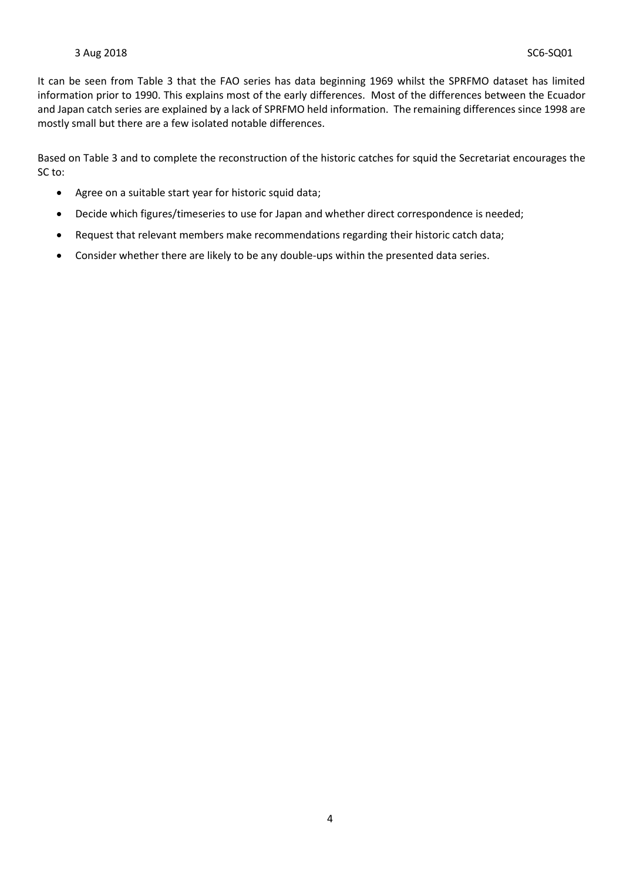It can be seen from Table 3 that the FAO series has data beginning 1969 whilst the SPRFMO dataset has limited information prior to 1990. This explains most of the early differences. Most of the differences between the Ecuador and Japan catch series are explained by a lack of SPRFMO held information. The remaining differences since 1998 are mostly small but there are a few isolated notable differences.

Based on Table 3 and to complete the reconstruction of the historic catches for squid the Secretariat encourages the SC to:

- Agree on a suitable start year for historic squid data;
- Decide which figures/timeseries to use for Japan and whether direct correspondence is needed;
- Request that relevant members make recommendations regarding their historic catch data;
- Consider whether there are likely to be any double-ups within the presented data series.